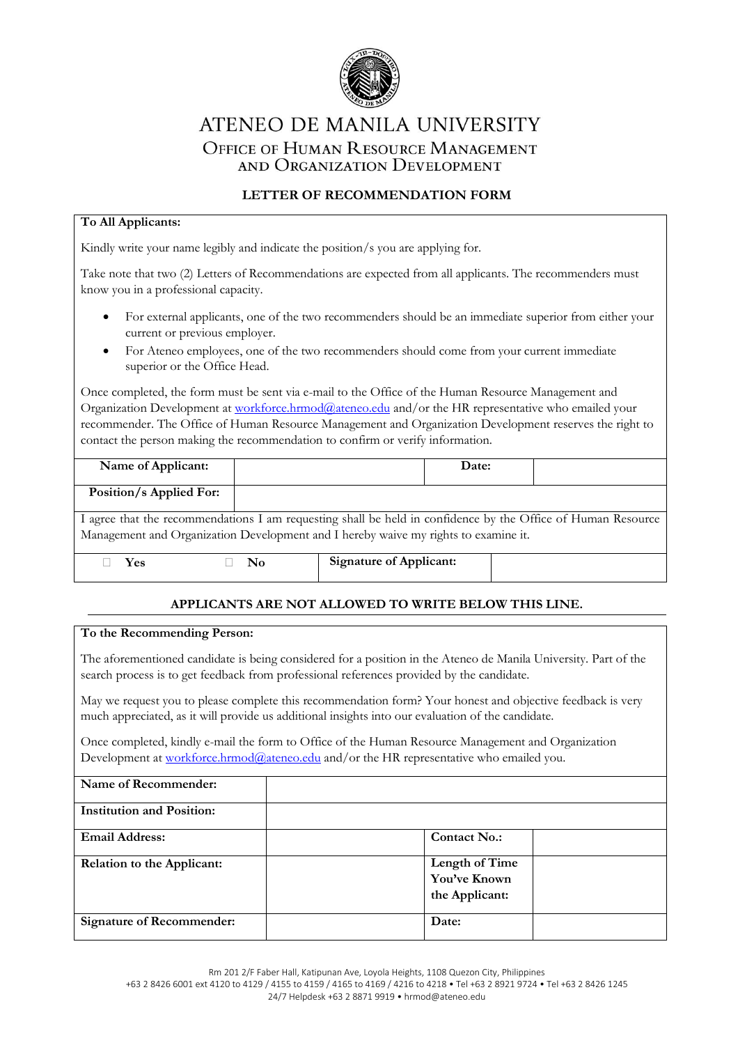# ATENEO DE MANILA UNIVERSITY

## Office of Human Resource Management and Organization Development

### LETTER OF RECOMMENDATION FORM

**To All Applicants:**

Kindly write your name legibly and indicate the position/s you are applying for.

Take note that two (2) Letters of Recommendations are expected from all applicants. The recommenders must know you in a professional capacity.

- For external applicants, one of the two recommenders should be an immediate superior from either your current or previous employer.
- For Ateneo employees, one of the two recommenders should come from your current immediate superior or the Office Head.

Once completed, the form must be sent via e-mail to the Office of the Human Resource Management and Organization Development at workforce.hrmod@ateneo.edu and/or the HR representative who emailed your recommender. The Office of Human Resource Management and Organization Development reserves the right to contact the person making the recommendation to confirm or verify information.

| **Name of Applicant:** | | **Date:** | |
|---|---|---|---|
| **Position/s Applied For:** | | | |

I agree that the recommendations I am requesting shall be held in confidence by the Office of Human Resource Management and Organization Development and I hereby waive my rights to examine it.

| ☐ **Yes** | ☐ **No** | **Signature of Applicant:** | |
|---|---|---|---|

**APPLICANTS ARE NOT ALLOWED TO WRITE BELOW THIS LINE.**

**To the Recommending Person:**

The aforementioned candidate is being considered for a position in the Ateneo de Manila University. Part of the search process is to get feedback from professional references provided by the candidate.

May we request you to please complete this recommendation form? Your honest and objective feedback is very much appreciated, as it will provide us additional insights into our evaluation of the candidate.

Once completed, kindly e-mail the form to Office of the Human Resource Management and Organization Development at workforce.hrmod@ateneo.edu and/or the HR representative who emailed you.

| **Name of Recommender:** | | | |
|---|---|---|---|
| **Institution and Position:** | | | |
| **Email Address:** | | **Contact No.:** | |
| **Relation to the Applicant:** | | **Length of Time You've Known the Applicant:** | |
| **Signature of Recommender:** | | **Date:** | |

Rm 201 2/F Faber Hall, Katipunan Ave, Loyola Heights, 1108 Quezon City, Philippines
+63 2 8426 6001 ext 4120 to 4129 / 4155 to 4159 / 4165 to 4169 / 4216 to 4218 • Tel +63 2 8921 9724 • Tel +63 2 8426 1245
24/7 Helpdesk +63 2 8871 9919 • hrmod@ateneo.edu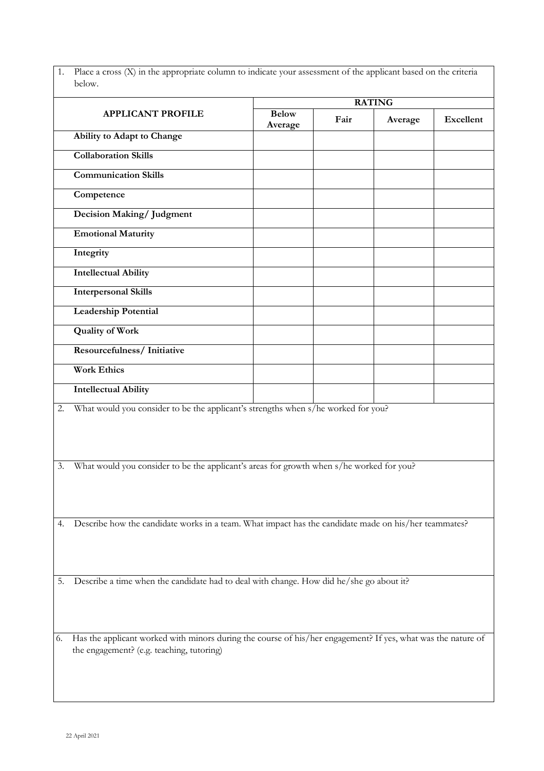1. Place a cross (X) in the appropriate column to indicate your assessment of the applicant based on the criteria below.

| APPLICANT PROFILE | RATING | | | |
|---|---|---|---|---|
| | **Below Average** | **Fair** | **Average** | **Excellent** |
| **Ability to Adapt to Change** | | | | |
| **Collaboration Skills** | | | | |
| **Communication Skills** | | | | |
| **Competence** | | | | |
| **Decision Making/ Judgment** | | | | |
| **Emotional Maturity** | | | | |
| **Integrity** | | | | |
| **Intellectual Ability** | | | | |
| **Interpersonal Skills** | | | | |
| **Leadership Potential** | | | | |
| **Quality of Work** | | | | |
| **Resourcefulness/ Initiative** | | | | |
| **Work Ethics** | | | | |
| **Intellectual Ability** | | | | |

2. What would you consider to be the applicant's strengths when s/he worked for you?

3. What would you consider to be the applicant's areas for growth when s/he worked for you?

4. Describe how the candidate works in a team. What impact has the candidate made on his/her teammates?

5. Describe a time when the candidate had to deal with change. How did he/she go about it?

6. Has the applicant worked with minors during the course of his/her engagement? If yes, what was the nature of the engagement? (e.g. teaching, tutoring)

22 April 2021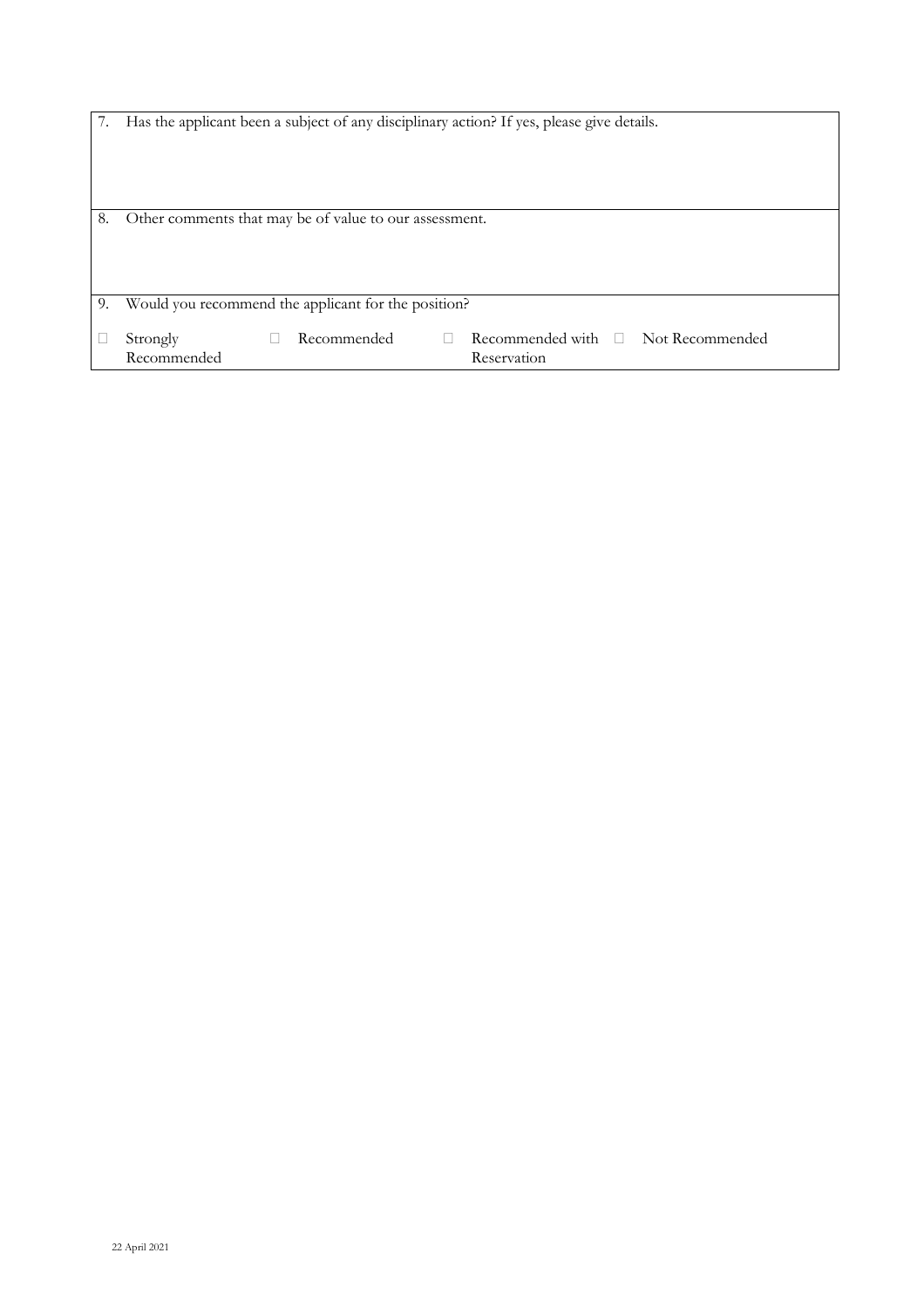| | |
|---|---|
| 7. | Has the applicant been a subject of any disciplinary action? If yes, please give details. |
| 8. | Other comments that may be of value to our assessment. |
| 9. | Would you recommend the applicant for the position? |

☐ Strongly Recommended ☐ Recommended ☐ Recommended with Reservation ☐ Not Recommended

22 April 2021